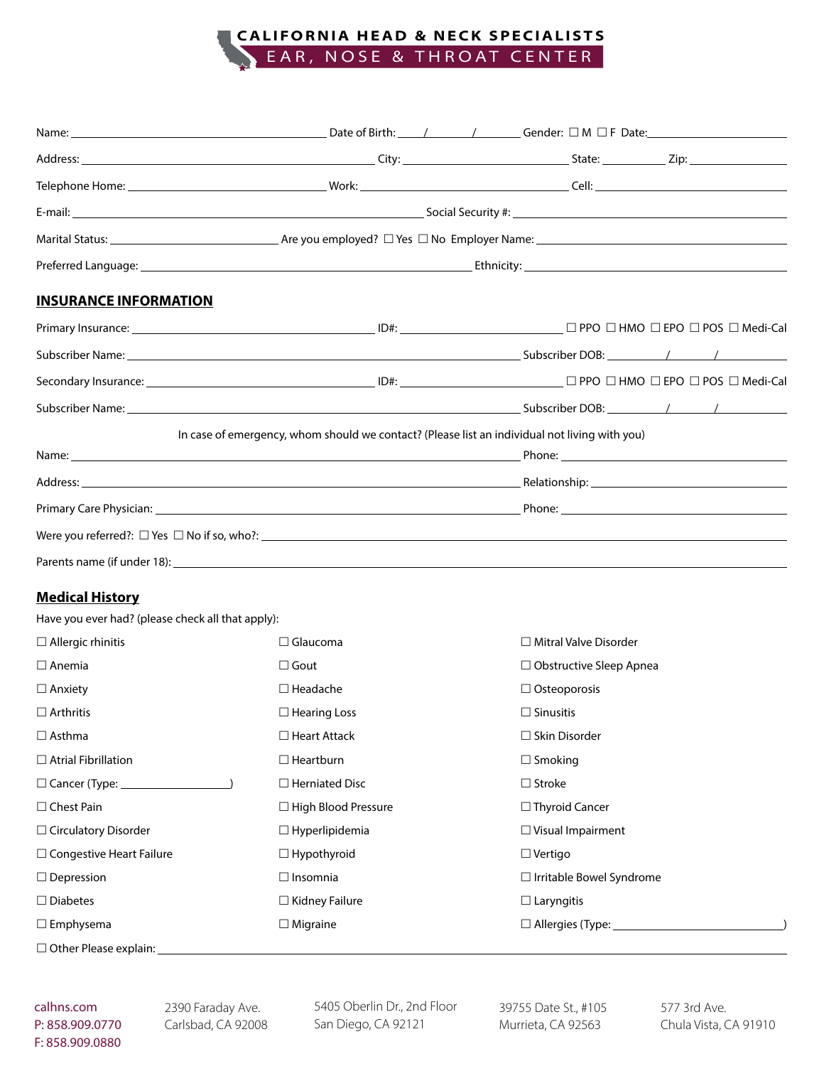# CALIFORNIA HEAD & NECK SPECIALISTS
## EAR, NOSE & THROAT CENTER

Name: ______________________ Date of Birth: ____/____/____ Gender: ☐ M ☐ F Date: ______________

Address: ______________________ City: ______________ State: ________ Zip: ________

Telephone Home: ______________ Work: ______________ Cell: ______________

E-mail: ______________________ Social Security #: ______________________

Marital Status: ______________ Are you employed? ☐ Yes ☐ No Employer Name: ______________

Preferred Language: ______________________ Ethnicity: ______________________

## INSURANCE INFORMATION

Primary Insurance: ______________ ID#: ______________ ☐ PPO ☐ HMO ☐ EPO ☐ POS ☐ Medi-Cal

Subscriber Name: ______________________ Subscriber DOB: ____/____/____

Secondary Insurance: ______________ ID#: ______________ ☐ PPO ☐ HMO ☐ EPO ☐ POS ☐ Medi-Cal

Subscriber Name: ______________________ Subscriber DOB: ____/____/____

In case of emergency, whom should we contact? (Please list an individual not living with you)

Name: ______________________ Phone: ______________

Address: ______________________ Relationship: ______________

Primary Care Physician: ______________________ Phone: ______________

Were you referred?: ☐ Yes ☐ No if so, who?: ______________________

Parents name (if under 18): ______________________

## Medical History

Have you ever had? (please check all that apply):

| | | |
|---|---|---|
| ☐ Allergic rhinitis | ☐ Glaucoma | ☐ Mitral Valve Disorder |
| ☐ Anemia | ☐ Gout | ☐ Obstructive Sleep Apnea |
| ☐ Anxiety | ☐ Headache | ☐ Osteoporosis |
| ☐ Arthritis | ☐ Hearing Loss | ☐ Sinusitis |
| ☐ Asthma | ☐ Heart Attack | ☐ Skin Disorder |
| ☐ Atrial Fibrillation | ☐ Heartburn | ☐ Smoking |
| ☐ Cancer (Type: ____________) | ☐ Herniated Disc | ☐ Stroke |
| ☐ Chest Pain | ☐ High Blood Pressure | ☐ Thyroid Cancer |
| ☐ Circulatory Disorder | ☐ Hyperlipidemia | ☐ Visual Impairment |
| ☐ Congestive Heart Failure | ☐ Hypothyroid | ☐ Vertigo |
| ☐ Depression | ☐ Insomnia | ☐ Irritable Bowel Syndrome |
| ☐ Diabetes | ☐ Kidney Failure | ☐ Laryngitis |
| ☐ Emphysema | ☐ Migraine | ☐ Allergies (Type: ____________) |

☐ Other Please explain: ______________________

calhns.com
P: 858.909.0770
F: 858.909.0880

2390 Faraday Ave.
Carlsbad, CA 92008

5405 Oberlin Dr., 2nd Floor
San Diego, CA 92121

39755 Date St., #105
Murrieta, CA 92563

577 3rd Ave.
Chula Vista, CA 91910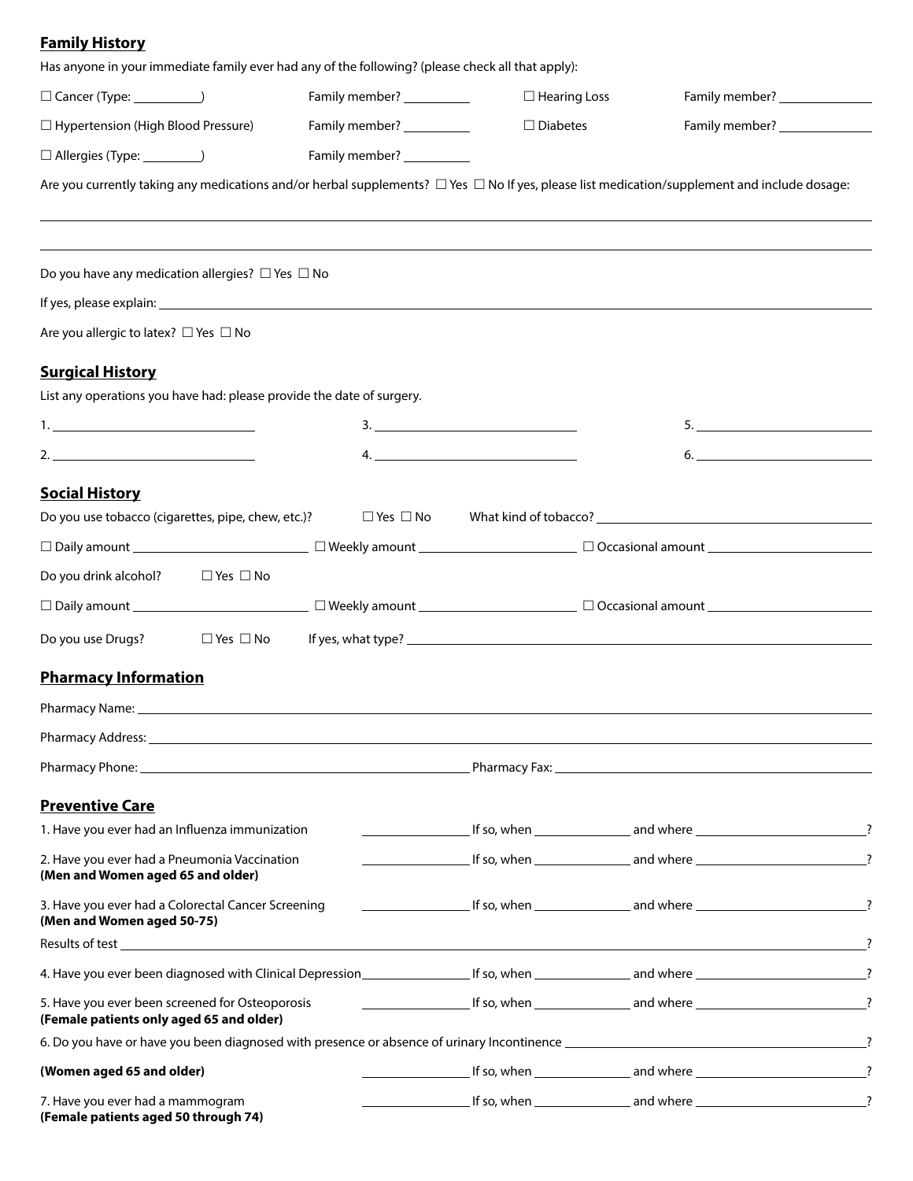## Family History

Has anyone in your immediate family ever had any of the following? (please check all that apply):

☐ Cancer (Type: __________) Family member? __________ ☐ Hearing Loss Family member? ______________

☐ Hypertension (High Blood Pressure) Family member? __________ ☐ Diabetes Family member? ______________

☐ Allergies (Type: _________) Family member? __________

Are you currently taking any medications and/or herbal supplements? ☐ Yes ☐ No If yes, please list medication/supplement and include dosage:

_______________________________________________________________________________

_______________________________________________________________________________

Do you have any medication allergies? ☐ Yes ☐ No

If yes, please explain: _______________________________________________________________

Are you allergic to latex? ☐ Yes ☐ No

## Surgical History

List any operations you have had: please provide the date of surgery.

1. ____________________________ 3. ____________________________ 5. ____________________________

2. ____________________________ 4. ____________________________ 6. ____________________________

## Social History

Do you use tobacco (cigarettes, pipe, chew, etc.)? ☐ Yes ☐ No What kind of tobacco? ____________________

☐ Daily amount ____________________ ☐ Weekly amount ____________________ ☐ Occasional amount ____________________

Do you drink alcohol? ☐ Yes ☐ No

☐ Daily amount ____________________ ☐ Weekly amount ____________________ ☐ Occasional amount ____________________

Do you use Drugs? ☐ Yes ☐ No If yes, what type? ____________________________________________

## Pharmacy Information

Pharmacy Name: _______________________________________________________________

Pharmacy Address: _____________________________________________________________

Pharmacy Phone: ______________________________ Pharmacy Fax: ______________________________

## Preventive Care

1. Have you ever had an Influenza immunization ______________ If so, when ______________ and where ______________________?

2. Have you ever had a Pneumonia Vaccination ______________ If so, when ______________ and where ______________________?
**(Men and Women aged 65 and older)**

3. Have you ever had a Colorectal Cancer Screening ______________ If so, when ______________ and where ______________________?
**(Men and Women aged 50-75)**

Results of test _______________________________________________________________?

4. Have you ever been diagnosed with Clinical Depression______________ If so, when ______________ and where ______________________?

5. Have you ever been screened for Osteoporosis ______________ If so, when ______________ and where ______________________?
**(Female patients only aged 65 and older)**

6. Do you have or have you been diagnosed with presence or absence of urinary Incontinence ______________________________?

**(Women aged 65 and older)** ______________ If so, when ______________ and where ______________________?

7. Have you ever had a mammogram ______________ If so, when ______________ and where ______________________?
**(Female patients aged 50 through 74)**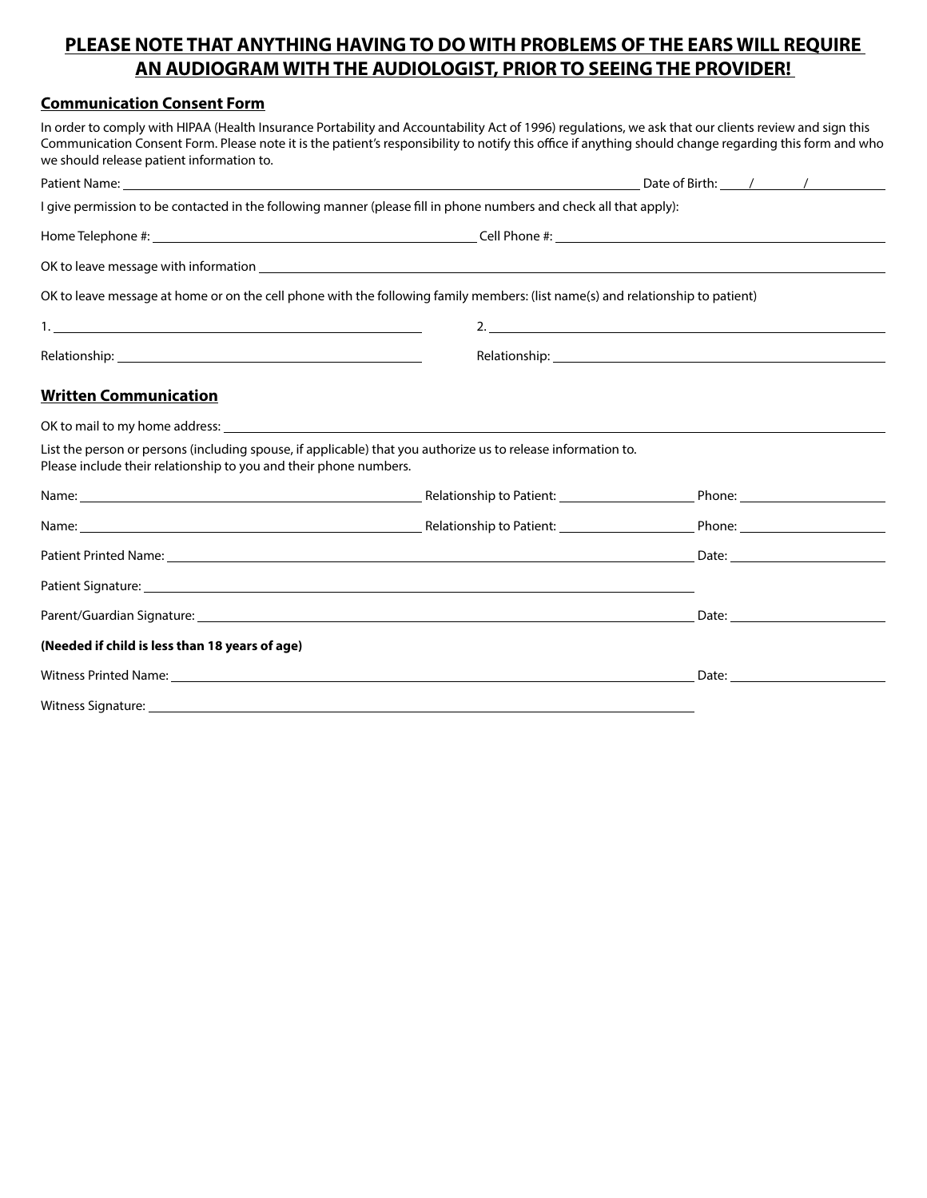**PLEASE NOTE THAT ANYTHING HAVING TO DO WITH PROBLEMS OF THE EARS WILL REQUIRE AN AUDIOGRAM WITH THE AUDIOLOGIST, PRIOR TO SEEING THE PROVIDER!**

## Communication Consent Form

In order to comply with HIPAA (Health Insurance Portability and Accountability Act of 1996) regulations, we ask that our clients review and sign this Communication Consent Form. Please note it is the patient's responsibility to notify this office if anything should change regarding this form and who we should release patient information to.

Patient Name: ______________________________ Date of Birth: ____/____/______

I give permission to be contacted in the following manner (please fill in phone numbers and check all that apply):

Home Telephone #: ______________________________ Cell Phone #: ______________________________

OK to leave message with information ______________________________

OK to leave message at home or on the cell phone with the following family members: (list name(s) and relationship to patient)

1. ______________________________ 2. ______________________________

Relationship: ______________________________ Relationship: ______________________________

## Written Communication

OK to mail to my home address: ______________________________

List the person or persons (including spouse, if applicable) that you authorize us to release information to.
Please include their relationship to you and their phone numbers.

Name: ______________________________ Relationship to Patient: ______________ Phone: ______________

Name: ______________________________ Relationship to Patient: ______________ Phone: ______________

Patient Printed Name: ______________________________ Date: ______________

Patient Signature: ______________________________

Parent/Guardian Signature: ______________________________ Date: ______________

**(Needed if child is less than 18 years of age)**

Witness Printed Name: ______________________________ Date: ______________

Witness Signature: ______________________________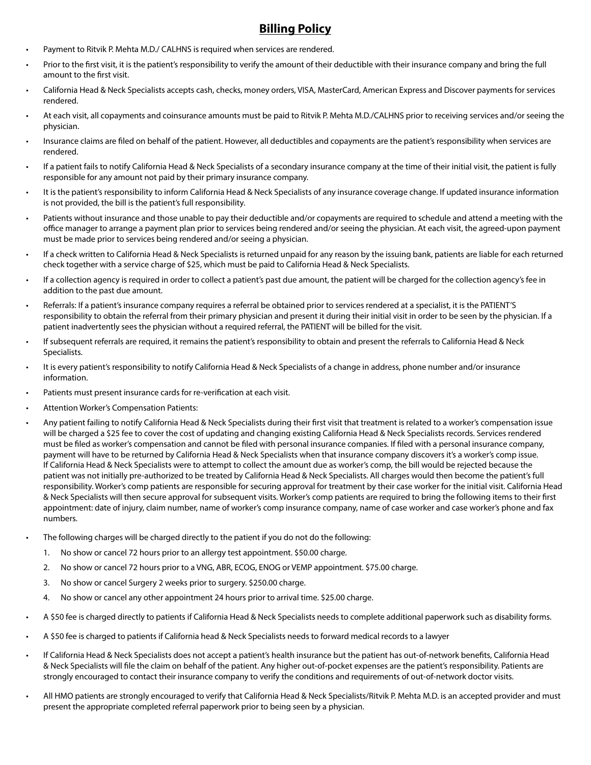# **Billing Policy**

- Payment to Ritvik P. Mehta M.D./ CALHNS is required when services are rendered.
- Prior to the first visit, it is the patient's responsibility to verify the amount of their deductible with their insurance company and bring the full amount to the first visit.
- California Head & Neck Specialists accepts cash, checks, money orders, VISA, MasterCard, American Express and Discover payments for services rendered.
- At each visit, all copayments and coinsurance amounts must be paid to Ritvik P. Mehta M.D./CALHNS prior to receiving services and/or seeing the physician.
- Insurance claims are filed on behalf of the patient. However, all deductibles and copayments are the patient's responsibility when services are rendered.
- If a patient fails to notify California Head & Neck Specialists of a secondary insurance company at the time of their initial visit, the patient is fully responsible for any amount not paid by their primary insurance company.
- It is the patient's responsibility to inform California Head & Neck Specialists of any insurance coverage change. If updated insurance information is not provided, the bill is the patient's full responsibility.
- Patients without insurance and those unable to pay their deductible and/or copayments are required to schedule and attend a meeting with the office manager to arrange a payment plan prior to services being rendered and/or seeing the physician. At each visit, the agreed-upon payment must be made prior to services being rendered and/or seeing a physician.
- If a check written to California Head & Neck Specialists is returned unpaid for any reason by the issuing bank, patients are liable for each returned check together with a service charge of $25, which must be paid to California Head & Neck Specialists.
- If a collection agency is required in order to collect a patient's past due amount, the patient will be charged for the collection agency's fee in addition to the past due amount.
- Referrals: If a patient's insurance company requires a referral be obtained prior to services rendered at a specialist, it is the PATIENT'S responsibility to obtain the referral from their primary physician and present it during their initial visit in order to be seen by the physician. If a patient inadvertently sees the physician without a required referral, the PATIENT will be billed for the visit.
- If subsequent referrals are required, it remains the patient's responsibility to obtain and present the referrals to California Head & Neck Specialists.
- It is every patient's responsibility to notify California Head & Neck Specialists of a change in address, phone number and/or insurance information.
- Patients must present insurance cards for re-verification at each visit.
- Attention Worker's Compensation Patients:
- Any patient failing to notify California Head & Neck Specialists during their first visit that treatment is related to a worker's compensation issue will be charged a $25 fee to cover the cost of updating and changing existing California Head & Neck Specialists records. Services rendered must be filed as worker's compensation and cannot be filed with personal insurance companies. If filed with a personal insurance company, payment will have to be returned by California Head & Neck Specialists when that insurance company discovers it's a worker's comp issue. If California Head & Neck Specialists were to attempt to collect the amount due as worker's comp, the bill would be rejected because the patient was not initially pre-authorized to be treated by California Head & Neck Specialists. All charges would then become the patient's full responsibility. Worker's comp patients are responsible for securing approval for treatment by their case worker for the initial visit. California Head & Neck Specialists will then secure approval for subsequent visits. Worker's comp patients are required to bring the following items to their first appointment: date of injury, claim number, name of worker's comp insurance company, name of case worker and case worker's phone and fax numbers.
- The following charges will be charged directly to the patient if you do not do the following:
  1. No show or cancel 72 hours prior to an allergy test appointment. $50.00 charge.
  2. No show or cancel 72 hours prior to a VNG, ABR, ECOG, ENOG or VEMP appointment. $75.00 charge.
  3. No show or cancel Surgery 2 weeks prior to surgery. $250.00 charge.
  4. No show or cancel any other appointment 24 hours prior to arrival time. $25.00 charge.
- A $50 fee is charged directly to patients if California Head & Neck Specialists needs to complete additional paperwork such as disability forms.
- A $50 fee is charged to patients if California head & Neck Specialists needs to forward medical records to a lawyer
- If California Head & Neck Specialists does not accept a patient's health insurance but the patient has out-of-network benefits, California Head & Neck Specialists will file the claim on behalf of the patient. Any higher out-of-pocket expenses are the patient's responsibility. Patients are strongly encouraged to contact their insurance company to verify the conditions and requirements of out-of-network doctor visits.
- All HMO patients are strongly encouraged to verify that California Head & Neck Specialists/Ritvik P. Mehta M.D. is an accepted provider and must present the appropriate completed referral paperwork prior to being seen by a physician.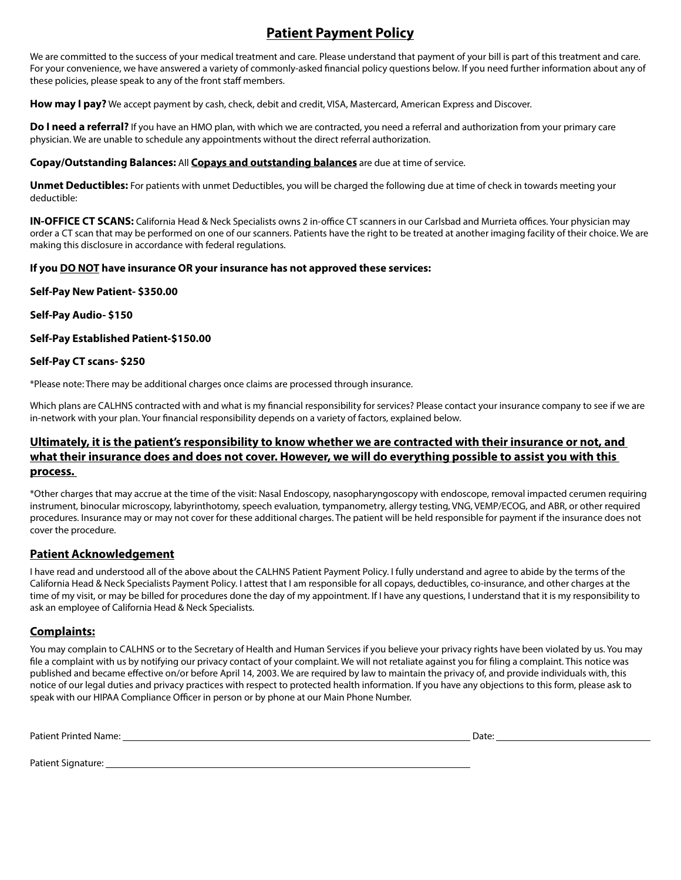# Patient Payment Policy

We are committed to the success of your medical treatment and care. Please understand that payment of your bill is part of this treatment and care. For your convenience, we have answered a variety of commonly-asked financial policy questions below. If you need further information about any of these policies, please speak to any of the front staff members.

**How may I pay?** We accept payment by cash, check, debit and credit, VISA, Mastercard, American Express and Discover.

**Do I need a referral?** If you have an HMO plan, with which we are contracted, you need a referral and authorization from your primary care physician. We are unable to schedule any appointments without the direct referral authorization.

**Copay/Outstanding Balances:** All **Copays and outstanding balances** are due at time of service.

**Unmet Deductibles:** For patients with unmet Deductibles, you will be charged the following due at time of check in towards meeting your deductible:

**IN-OFFICE CT SCANS:** California Head & Neck Specialists owns 2 in-office CT scanners in our Carlsbad and Murrieta offices. Your physician may order a CT scan that may be performed on one of our scanners. Patients have the right to be treated at another imaging facility of their choice. We are making this disclosure in accordance with federal regulations.

**If you DO NOT have insurance OR your insurance has not approved these services:**

**Self-Pay New Patient- $350.00**

**Self-Pay Audio- $150**

**Self-Pay Established Patient-$150.00**

**Self-Pay CT scans- $250**

*Please note: There may be additional charges once claims are processed through insurance.

Which plans are CALHNS contracted with and what is my financial responsibility for services? Please contact your insurance company to see if we are in-network with your plan. Your financial responsibility depends on a variety of factors, explained below.

**Ultimately, it is the patient's responsibility to know whether we are contracted with their insurance or not, and what their insurance does and does not cover. However, we will do everything possible to assist you with this process.**

*Other charges that may accrue at the time of the visit: Nasal Endoscopy, nasopharyngoscopy with endoscope, removal impacted cerumen requiring instrument, binocular microscopy, labyrinthotomy, speech evaluation, tympanometry, allergy testing, VNG, VEMP/ECOG, and ABR, or other required procedures. Insurance may or may not cover for these additional charges. The patient will be held responsible for payment if the insurance does not cover the procedure.

## Patient Acknowledgement

I have read and understood all of the above about the CALHNS Patient Payment Policy. I fully understand and agree to abide by the terms of the California Head & Neck Specialists Payment Policy. I attest that I am responsible for all copays, deductibles, co-insurance, and other charges at the time of my visit, or may be billed for procedures done the day of my appointment. If I have any questions, I understand that it is my responsibility to ask an employee of California Head & Neck Specialists.

## Complaints:

You may complain to CALHNS or to the Secretary of Health and Human Services if you believe your privacy rights have been violated by us. You may file a complaint with us by notifying our privacy contact of your complaint. We will not retaliate against you for filing a complaint. This notice was published and became effective on/or before April 14, 2003. We are required by law to maintain the privacy of, and provide individuals with, this notice of our legal duties and privacy practices with respect to protected health information. If you have any objections to this form, please ask to speak with our HIPAA Compliance Officer in person or by phone at our Main Phone Number.

Patient Printed Name: ______________________________ Date: ______________

Patient Signature: ______________________________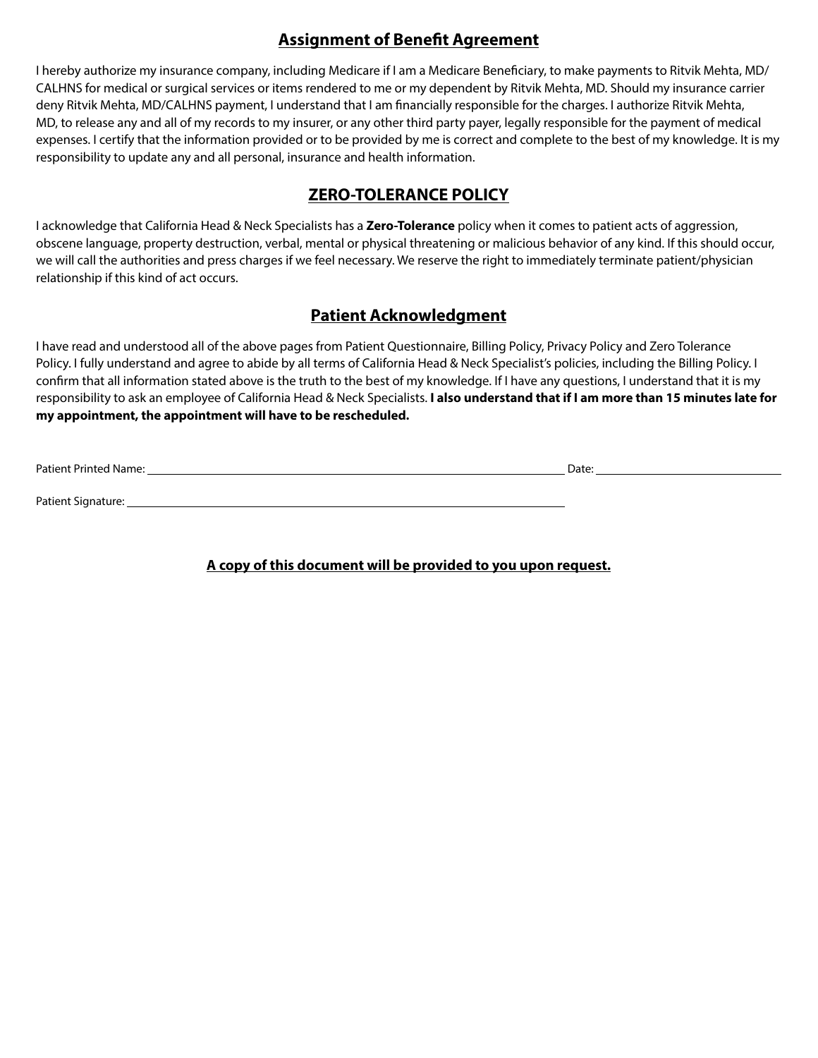## Assignment of Benefit Agreement

I hereby authorize my insurance company, including Medicare if I am a Medicare Beneficiary, to make payments to Ritvik Mehta, MD/CALHNS for medical or surgical services or items rendered to me or my dependent by Ritvik Mehta, MD. Should my insurance carrier deny Ritvik Mehta, MD/CALHNS payment, I understand that I am financially responsible for the charges. I authorize Ritvik Mehta, MD, to release any and all of my records to my insurer, or any other third party payer, legally responsible for the payment of medical expenses. I certify that the information provided or to be provided by me is correct and complete to the best of my knowledge. It is my responsibility to update any and all personal, insurance and health information.

## ZERO-TOLERANCE POLICY

I acknowledge that California Head & Neck Specialists has a **Zero-Tolerance** policy when it comes to patient acts of aggression, obscene language, property destruction, verbal, mental or physical threatening or malicious behavior of any kind. If this should occur, we will call the authorities and press charges if we feel necessary. We reserve the right to immediately terminate patient/physician relationship if this kind of act occurs.

## Patient Acknowledgment

I have read and understood all of the above pages from Patient Questionnaire, Billing Policy, Privacy Policy and Zero Tolerance Policy. I fully understand and agree to abide by all terms of California Head & Neck Specialist's policies, including the Billing Policy. I confirm that all information stated above is the truth to the best of my knowledge. If I have any questions, I understand that it is my responsibility to ask an employee of California Head & Neck Specialists. **I also understand that if I am more than 15 minutes late for my appointment, the appointment will have to be rescheduled.**

Patient Printed Name: ______________________________ Date: ______________

Patient Signature: ______________________________

**A copy of this document will be provided to you upon request.**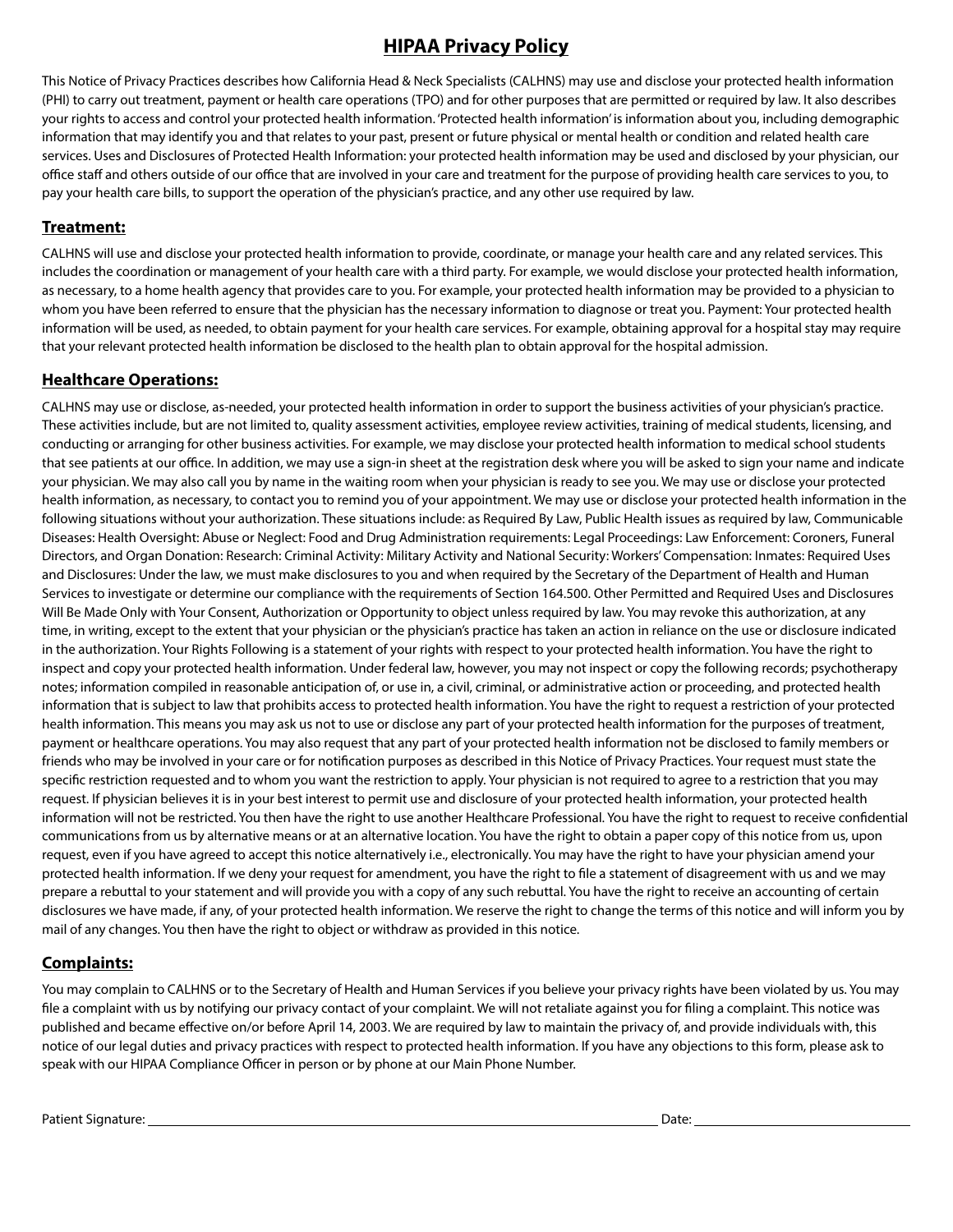# HIPAA Privacy Policy

This Notice of Privacy Practices describes how California Head & Neck Specialists (CALHNS) may use and disclose your protected health information (PHI) to carry out treatment, payment or health care operations (TPO) and for other purposes that are permitted or required by law. It also describes your rights to access and control your protected health information. 'Protected health information' is information about you, including demographic information that may identify you and that relates to your past, present or future physical or mental health or condition and related health care services. Uses and Disclosures of Protected Health Information: your protected health information may be used and disclosed by your physician, our office staff and others outside of our office that are involved in your care and treatment for the purpose of providing health care services to you, to pay your health care bills, to support the operation of the physician's practice, and any other use required by law.

## Treatment:

CALHNS will use and disclose your protected health information to provide, coordinate, or manage your health care and any related services. This includes the coordination or management of your health care with a third party. For example, we would disclose your protected health information, as necessary, to a home health agency that provides care to you. For example, your protected health information may be provided to a physician to whom you have been referred to ensure that the physician has the necessary information to diagnose or treat you. Payment: Your protected health information will be used, as needed, to obtain payment for your health care services. For example, obtaining approval for a hospital stay may require that your relevant protected health information be disclosed to the health plan to obtain approval for the hospital admission.

## Healthcare Operations:

CALHNS may use or disclose, as-needed, your protected health information in order to support the business activities of your physician's practice. These activities include, but are not limited to, quality assessment activities, employee review activities, training of medical students, licensing, and conducting or arranging for other business activities. For example, we may disclose your protected health information to medical school students that see patients at our office. In addition, we may use a sign-in sheet at the registration desk where you will be asked to sign your name and indicate your physician. We may also call you by name in the waiting room when your physician is ready to see you. We may use or disclose your protected health information, as necessary, to contact you to remind you of your appointment. We may use or disclose your protected health information in the following situations without your authorization. These situations include: as Required By Law, Public Health issues as required by law, Communicable Diseases: Health Oversight: Abuse or Neglect: Food and Drug Administration requirements: Legal Proceedings: Law Enforcement: Coroners, Funeral Directors, and Organ Donation: Research: Criminal Activity: Military Activity and National Security: Workers' Compensation: Inmates: Required Uses and Disclosures: Under the law, we must make disclosures to you and when required by the Secretary of the Department of Health and Human Services to investigate or determine our compliance with the requirements of Section 164.500. Other Permitted and Required Uses and Disclosures Will Be Made Only with Your Consent, Authorization or Opportunity to object unless required by law. You may revoke this authorization, at any time, in writing, except to the extent that your physician or the physician's practice has taken an action in reliance on the use or disclosure indicated in the authorization. Your Rights Following is a statement of your rights with respect to your protected health information. You have the right to inspect and copy your protected health information. Under federal law, however, you may not inspect or copy the following records; psychotherapy notes; information compiled in reasonable anticipation of, or use in, a civil, criminal, or administrative action or proceeding, and protected health information that is subject to law that prohibits access to protected health information. You have the right to request a restriction of your protected health information. This means you may ask us not to use or disclose any part of your protected health information for the purposes of treatment, payment or healthcare operations. You may also request that any part of your protected health information not be disclosed to family members or friends who may be involved in your care or for notification purposes as described in this Notice of Privacy Practices. Your request must state the specific restriction requested and to whom you want the restriction to apply. Your physician is not required to agree to a restriction that you may request. If physician believes it is in your best interest to permit use and disclosure of your protected health information, your protected health information will not be restricted. You then have the right to use another Healthcare Professional. You have the right to request to receive confidential communications from us by alternative means or at an alternative location. You have the right to obtain a paper copy of this notice from us, upon request, even if you have agreed to accept this notice alternatively i.e., electronically. You may have the right to have your physician amend your protected health information. If we deny your request for amendment, you have the right to file a statement of disagreement with us and we may prepare a rebuttal to your statement and will provide you with a copy of any such rebuttal. You have the right to receive an accounting of certain disclosures we have made, if any, of your protected health information. We reserve the right to change the terms of this notice and will inform you by mail of any changes. You then have the right to object or withdraw as provided in this notice.

## Complaints:

You may complain to CALHNS or to the Secretary of Health and Human Services if you believe your privacy rights have been violated by us. You may file a complaint with us by notifying our privacy contact of your complaint. We will not retaliate against you for filing a complaint. This notice was published and became effective on/or before April 14, 2003. We are required by law to maintain the privacy of, and provide individuals with, this notice of our legal duties and privacy practices with respect to protected health information. If you have any objections to this form, please ask to speak with our HIPAA Compliance Officer in person or by phone at our Main Phone Number.

Patient Signature: ______________________________ Date: ______________